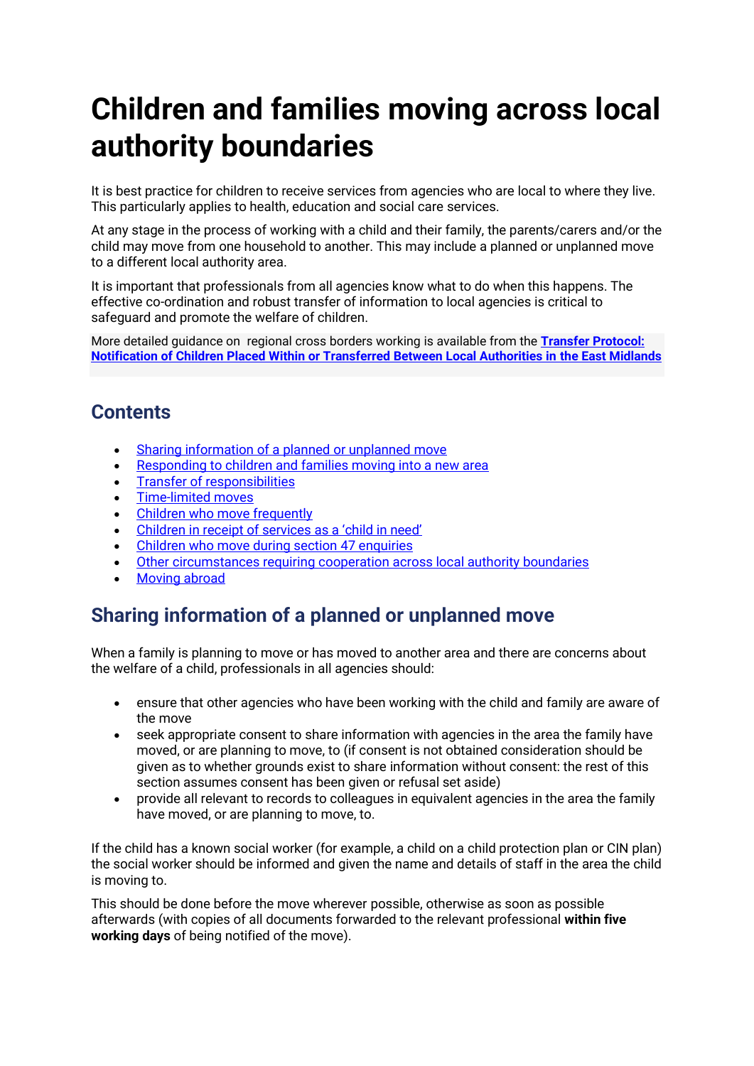# Children and families moving across local authority boundaries

It is best practice for children to receive services from agencies who are local to where they live. This particularly applies to health, education and social care services.

At any stage in the process of working with a child and their family, the parents/carers and/or the child may move from one household to another. This may include a planned or unplanned move to a different local authority area.

It is important that professionals from all agencies know what to do when this happens. The effective co-ordination and robust transfer of information to local agencies is critical to safeguard and promote the welfare of children.

More detailed guidance on regional cross borders working is available from the **Transfer Protocol: Notification of Children Placed Within or Transferred Between Local Authorities in the East Midlands**

## Contents

- Sharing information of a planned or unplanned move
- Responding to children and families moving into a new area
- Transfer of responsibilities
- Time-limited moves
- Children who move frequently
- Children in receipt of services as a 'child in need'
- Children who move during section 47 enquiries
- Other circumstances requiring cooperation across local authority boundaries
- Moving abroad

## Sharing information of a planned or unplanned move

When a family is planning to move or has moved to another area and there are concerns about the welfare of a child, professionals in all agencies should:

- ensure that other agencies who have been working with the child and family are aware of the move
- seek appropriate consent to share information with agencies in the area the family have moved, or are planning to move, to (if consent is not obtained consideration should be given as to whether grounds exist to share information without consent: the rest of this section assumes consent has been given or refusal set aside)
- provide all relevant to records to colleagues in equivalent agencies in the area the family have moved, or are planning to move, to.

If the child has a known social worker (for example, a child on a child protection plan or CIN plan) the social worker should be informed and given the name and details of staff in the area the child is moving to.

This should be done before the move wherever possible, otherwise as soon as possible afterwards (with copies of all documents forwarded to the relevant professional **within five working days** of being notified of the move).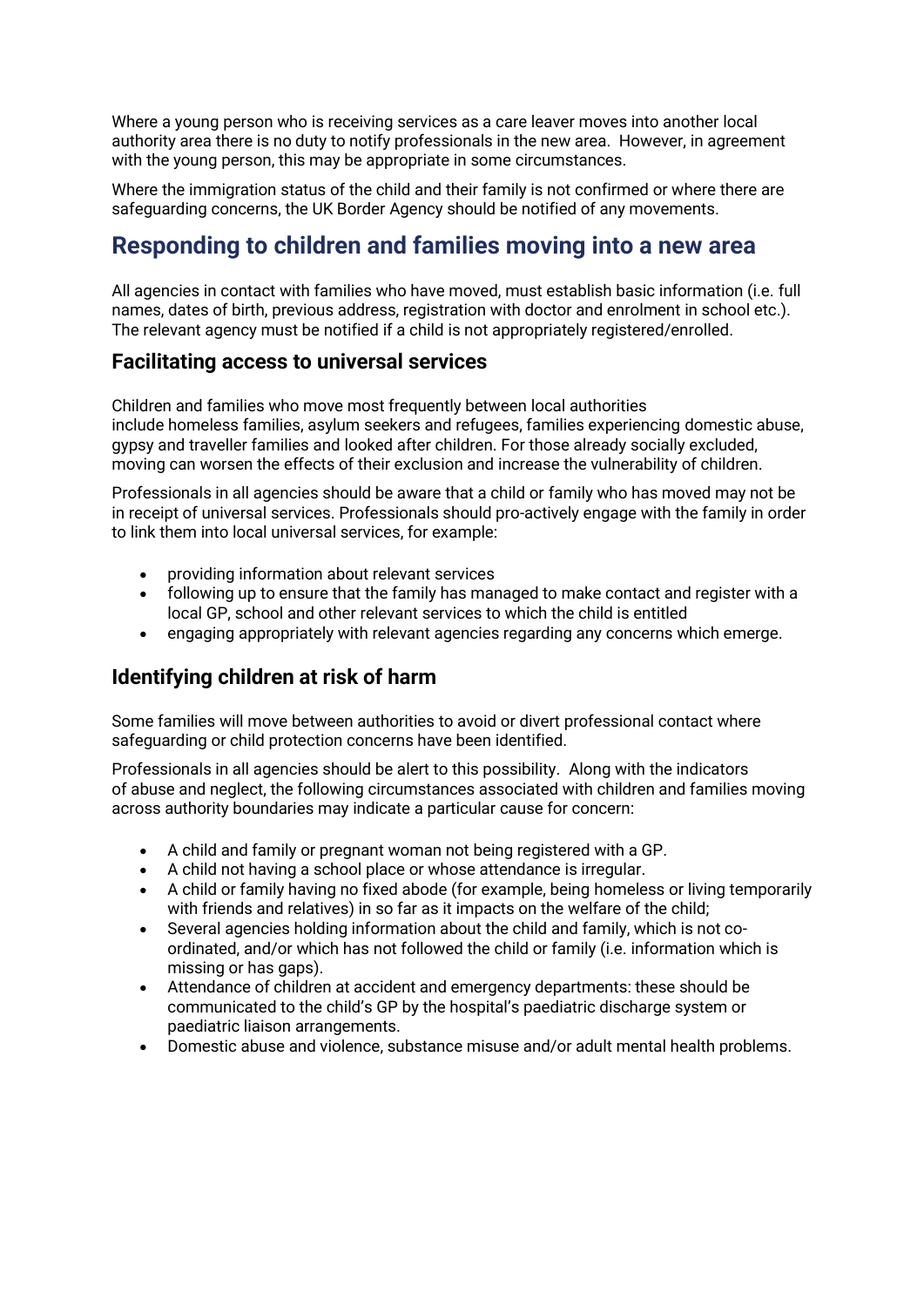Where a young person who is receiving services as a care leaver moves into another local authority area there is no duty to notify professionals in the new area. However, in agreement with the young person, this may be appropriate in some circumstances.

Where the immigration status of the child and their family is not confirmed or where there are safeguarding concerns, the UK Border Agency should be notified of any movements.

## Responding to children and families moving into a new area

All agencies in contact with families who have moved, must establish basic information (i.e. full names, dates of birth, previous address, registration with doctor and enrolment in school etc.). The relevant agency must be notified if a child is not appropriately registered/enrolled.

### Facilitating access to universal services

Children and families who move most frequently between local authorities include homeless families, asylum seekers and refugees, families experiencing domestic abuse, gypsy and traveller families and looked after children. For those already socially excluded, moving can worsen the effects of their exclusion and increase the vulnerability of children.

Professionals in all agencies should be aware that a child or family who has moved may not be in receipt of universal services. Professionals should pro-actively engage with the family in order to link them into local universal services, for example:

- providing information about relevant services
- following up to ensure that the family has managed to make contact and register with a local GP, school and other relevant services to which the child is entitled
- engaging appropriately with relevant agencies regarding any concerns which emerge.

### Identifying children at risk of harm

Some families will move between authorities to avoid or divert professional contact where safeguarding or child protection concerns have been identified.

Professionals in all agencies should be alert to this possibility. Along with the indicators of abuse and neglect, the following circumstances associated with children and families moving across authority boundaries may indicate a particular cause for concern:

- A child and family or pregnant woman not being registered with a GP.
- A child not having a school place or whose attendance is irregular.
- A child or family having no fixed abode (for example, being homeless or living temporarily with friends and relatives) in so far as it impacts on the welfare of the child;
- Several agencies holding information about the child and family, which is not co-ordinated, and/or which has not followed the child or family (i.e. information which is missing or has gaps).
- Attendance of children at accident and emergency departments: these should be communicated to the child's GP by the hospital's paediatric discharge system or paediatric liaison arrangements.
- Domestic abuse and violence, substance misuse and/or adult mental health problems.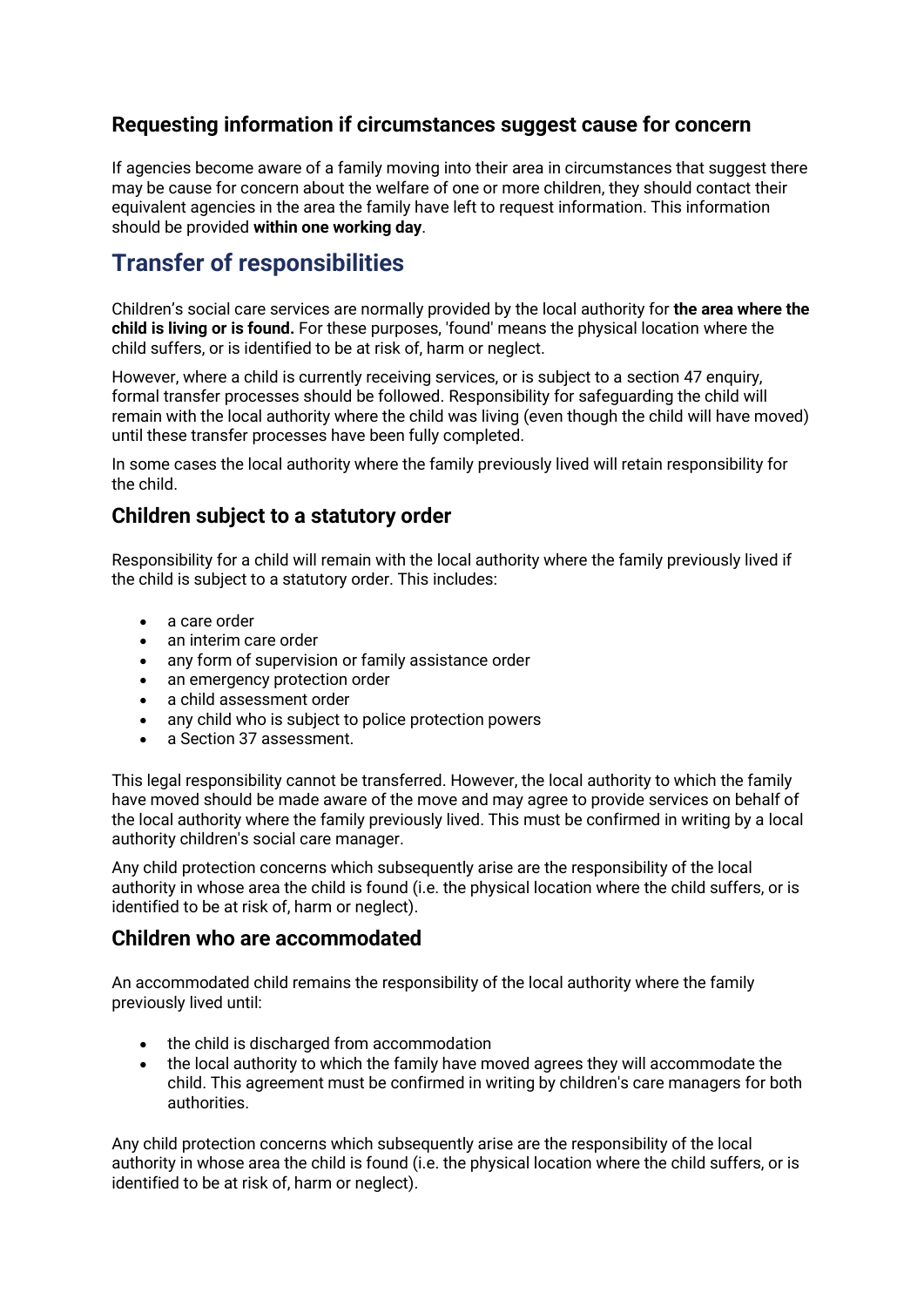### Requesting information if circumstances suggest cause for concern

If agencies become aware of a family moving into their area in circumstances that suggest there may be cause for concern about the welfare of one or more children, they should contact their equivalent agencies in the area the family have left to request information. This information should be provided **within one working day**.

## Transfer of responsibilities

Children's social care services are normally provided by the local authority for **the area where the child is living or is found.** For these purposes, 'found' means the physical location where the child suffers, or is identified to be at risk of, harm or neglect.

However, where a child is currently receiving services, or is subject to a section 47 enquiry, formal transfer processes should be followed. Responsibility for safeguarding the child will remain with the local authority where the child was living (even though the child will have moved) until these transfer processes have been fully completed.

In some cases the local authority where the family previously lived will retain responsibility for the child.

### Children subject to a statutory order

Responsibility for a child will remain with the local authority where the family previously lived if the child is subject to a statutory order. This includes:

- a care order
- an interim care order
- any form of supervision or family assistance order
- an emergency protection order
- a child assessment order
- any child who is subject to police protection powers
- a Section 37 assessment.

This legal responsibility cannot be transferred. However, the local authority to which the family have moved should be made aware of the move and may agree to provide services on behalf of the local authority where the family previously lived. This must be confirmed in writing by a local authority children's social care manager.

Any child protection concerns which subsequently arise are the responsibility of the local authority in whose area the child is found (i.e. the physical location where the child suffers, or is identified to be at risk of, harm or neglect).

### Children who are accommodated

An accommodated child remains the responsibility of the local authority where the family previously lived until:

- the child is discharged from accommodation
- the local authority to which the family have moved agrees they will accommodate the child. This agreement must be confirmed in writing by children's care managers for both authorities.

Any child protection concerns which subsequently arise are the responsibility of the local authority in whose area the child is found (i.e. the physical location where the child suffers, or is identified to be at risk of, harm or neglect).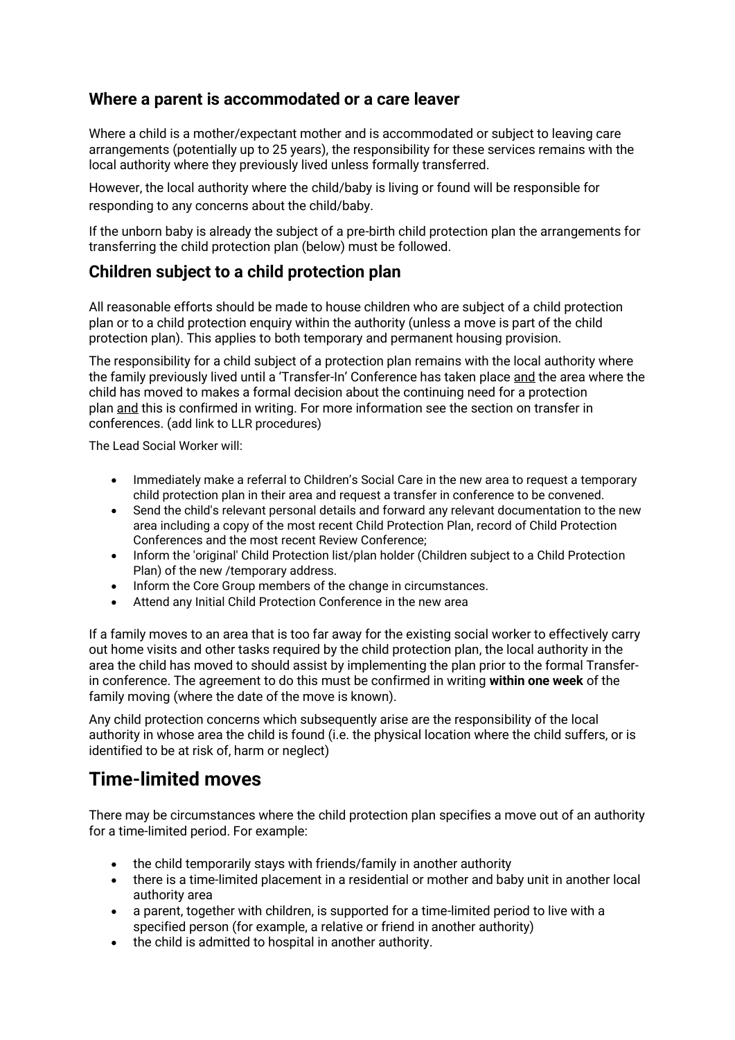## Where a parent is accommodated or a care leaver

Where a child is a mother/expectant mother and is accommodated or subject to leaving care arrangements (potentially up to 25 years), the responsibility for these services remains with the local authority where they previously lived unless formally transferred.

However, the local authority where the child/baby is living or found will be responsible for responding to any concerns about the child/baby.

If the unborn baby is already the subject of a pre-birth child protection plan the arrangements for transferring the child protection plan (below) must be followed.

## Children subject to a child protection plan

All reasonable efforts should be made to house children who are subject of a child protection plan or to a child protection enquiry within the authority (unless a move is part of the child protection plan). This applies to both temporary and permanent housing provision.

The responsibility for a child subject of a protection plan remains with the local authority where the family previously lived until a 'Transfer-In' Conference has taken place and the area where the child has moved to makes a formal decision about the continuing need for a protection plan and this is confirmed in writing. For more information see the section on transfer in conferences. (add link to LLR procedures)

The Lead Social Worker will:

- Immediately make a referral to Children's Social Care in the new area to request a temporary child protection plan in their area and request a transfer in conference to be convened.
- Send the child's relevant personal details and forward any relevant documentation to the new area including a copy of the most recent Child Protection Plan, record of Child Protection Conferences and the most recent Review Conference;
- Inform the 'original' Child Protection list/plan holder (Children subject to a Child Protection Plan) of the new /temporary address.
- Inform the Core Group members of the change in circumstances.
- Attend any Initial Child Protection Conference in the new area

If a family moves to an area that is too far away for the existing social worker to effectively carry out home visits and other tasks required by the child protection plan, the local authority in the area the child has moved to should assist by implementing the plan prior to the formal Transfer-in conference. The agreement to do this must be confirmed in writing **within one week** of the family moving (where the date of the move is known).

Any child protection concerns which subsequently arise are the responsibility of the local authority in whose area the child is found (i.e. the physical location where the child suffers, or is identified to be at risk of, harm or neglect)

# Time-limited moves

There may be circumstances where the child protection plan specifies a move out of an authority for a time-limited period. For example:

- the child temporarily stays with friends/family in another authority
- there is a time-limited placement in a residential or mother and baby unit in another local authority area
- a parent, together with children, is supported for a time-limited period to live with a specified person (for example, a relative or friend in another authority)
- the child is admitted to hospital in another authority.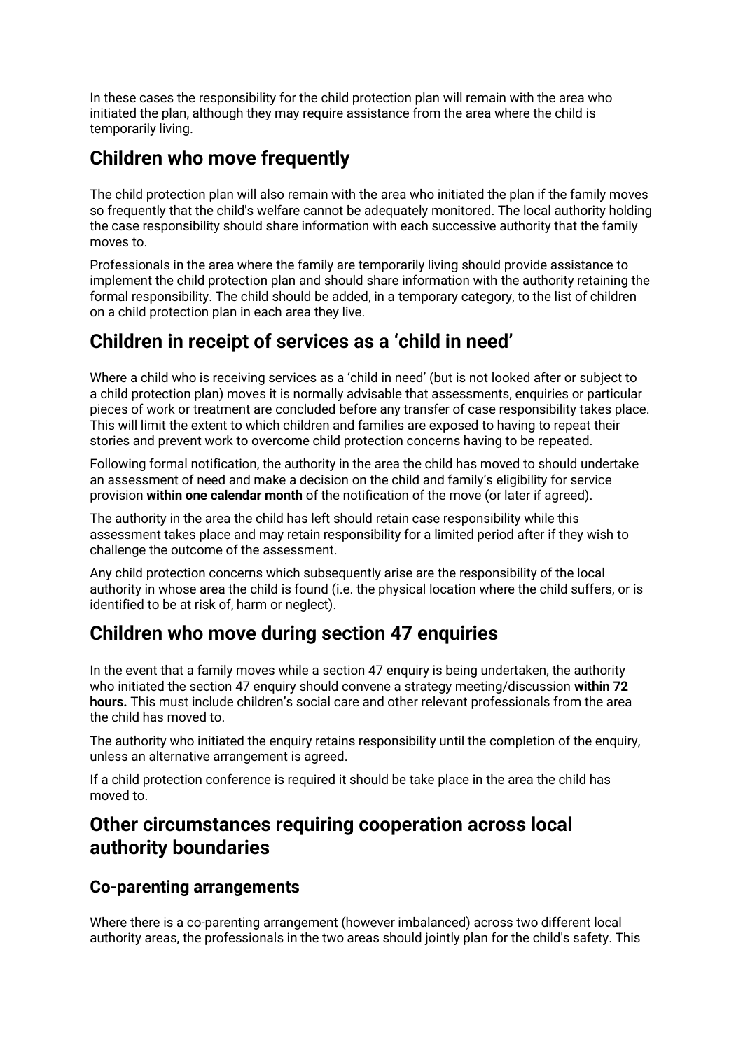In these cases the responsibility for the child protection plan will remain with the area who initiated the plan, although they may require assistance from the area where the child is temporarily living.

## Children who move frequently

The child protection plan will also remain with the area who initiated the plan if the family moves so frequently that the child's welfare cannot be adequately monitored. The local authority holding the case responsibility should share information with each successive authority that the family moves to.

Professionals in the area where the family are temporarily living should provide assistance to implement the child protection plan and should share information with the authority retaining the formal responsibility. The child should be added, in a temporary category, to the list of children on a child protection plan in each area they live.

## Children in receipt of services as a 'child in need'

Where a child who is receiving services as a 'child in need' (but is not looked after or subject to a child protection plan) moves it is normally advisable that assessments, enquiries or particular pieces of work or treatment are concluded before any transfer of case responsibility takes place. This will limit the extent to which children and families are exposed to having to repeat their stories and prevent work to overcome child protection concerns having to be repeated.

Following formal notification, the authority in the area the child has moved to should undertake an assessment of need and make a decision on the child and family's eligibility for service provision **within one calendar month** of the notification of the move (or later if agreed).

The authority in the area the child has left should retain case responsibility while this assessment takes place and may retain responsibility for a limited period after if they wish to challenge the outcome of the assessment.

Any child protection concerns which subsequently arise are the responsibility of the local authority in whose area the child is found (i.e. the physical location where the child suffers, or is identified to be at risk of, harm or neglect).

## Children who move during section 47 enquiries

In the event that a family moves while a section 47 enquiry is being undertaken, the authority who initiated the section 47 enquiry should convene a strategy meeting/discussion **within 72 hours.** This must include children's social care and other relevant professionals from the area the child has moved to.

The authority who initiated the enquiry retains responsibility until the completion of the enquiry, unless an alternative arrangement is agreed.

If a child protection conference is required it should be take place in the area the child has moved to.

## Other circumstances requiring cooperation across local authority boundaries

### Co-parenting arrangements

Where there is a co-parenting arrangement (however imbalanced) across two different local authority areas, the professionals in the two areas should jointly plan for the child's safety. This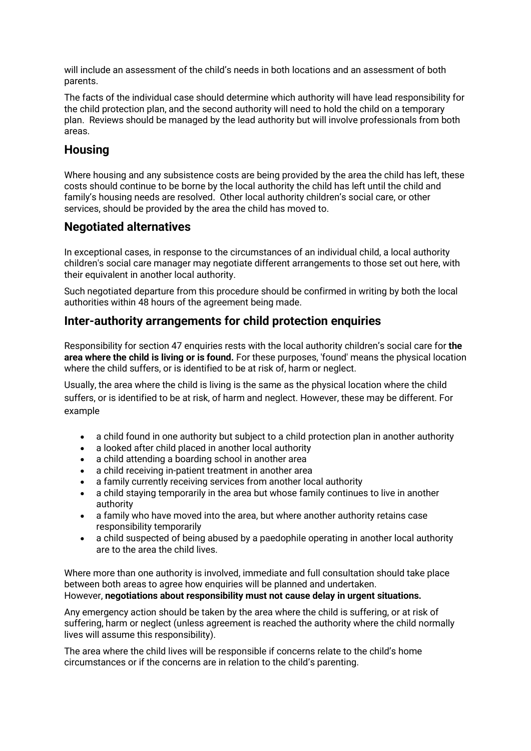will include an assessment of the child's needs in both locations and an assessment of both parents.

The facts of the individual case should determine which authority will have lead responsibility for the child protection plan, and the second authority will need to hold the child on a temporary plan. Reviews should be managed by the lead authority but will involve professionals from both areas.

## Housing

Where housing and any subsistence costs are being provided by the area the child has left, these costs should continue to be borne by the local authority the child has left until the child and family's housing needs are resolved. Other local authority children's social care, or other services, should be provided by the area the child has moved to.

## Negotiated alternatives

In exceptional cases, in response to the circumstances of an individual child, a local authority children's social care manager may negotiate different arrangements to those set out here, with their equivalent in another local authority.

Such negotiated departure from this procedure should be confirmed in writing by both the local authorities within 48 hours of the agreement being made.

## Inter-authority arrangements for child protection enquiries

Responsibility for section 47 enquiries rests with the local authority children's social care for **the area where the child is living or is found.** For these purposes, 'found' means the physical location where the child suffers, or is identified to be at risk of, harm or neglect.

Usually, the area where the child is living is the same as the physical location where the child suffers, or is identified to be at risk, of harm and neglect. However, these may be different. For example

- a child found in one authority but subject to a child protection plan in another authority
- a looked after child placed in another local authority
- a child attending a boarding school in another area
- a child receiving in-patient treatment in another area
- a family currently receiving services from another local authority
- a child staying temporarily in the area but whose family continues to live in another authority
- a family who have moved into the area, but where another authority retains case responsibility temporarily
- a child suspected of being abused by a paedophile operating in another local authority are to the area the child lives.

Where more than one authority is involved, immediate and full consultation should take place between both areas to agree how enquiries will be planned and undertaken.
However, **negotiations about responsibility must not cause delay in urgent situations.**

Any emergency action should be taken by the area where the child is suffering, or at risk of suffering, harm or neglect (unless agreement is reached the authority where the child normally lives will assume this responsibility).

The area where the child lives will be responsible if concerns relate to the child's home circumstances or if the concerns are in relation to the child's parenting.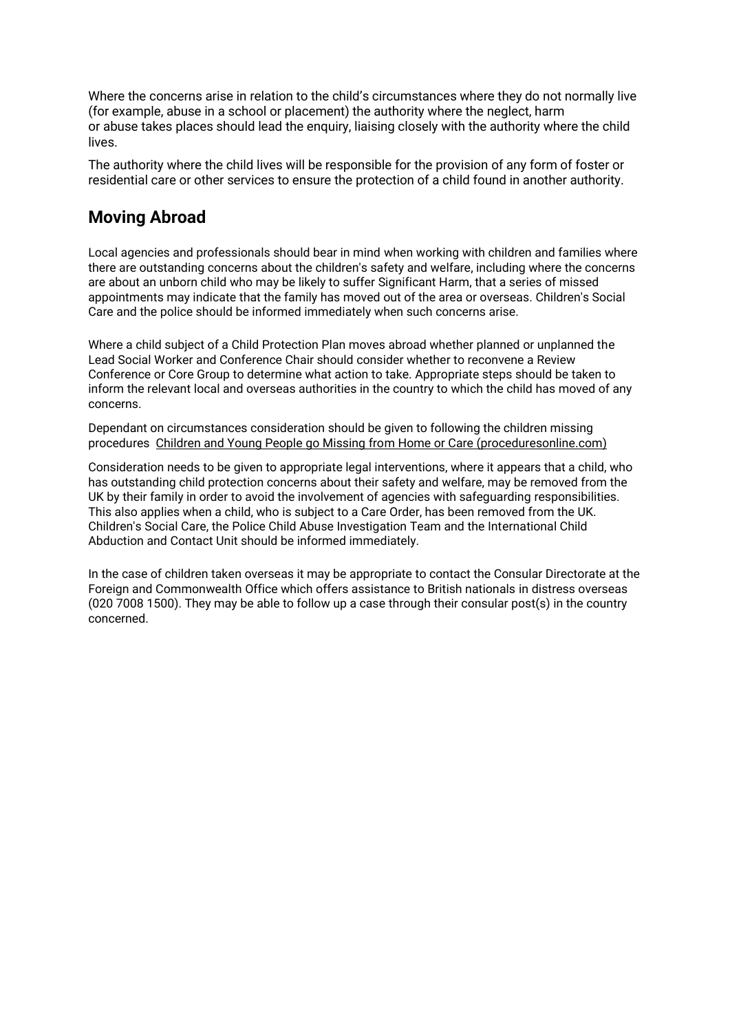Where the concerns arise in relation to the child's circumstances where they do not normally live (for example, abuse in a school or placement) the authority where the neglect, harm or abuse takes places should lead the enquiry, liaising closely with the authority where the child lives.

The authority where the child lives will be responsible for the provision of any form of foster or residential care or other services to ensure the protection of a child found in another authority.

## Moving Abroad

Local agencies and professionals should bear in mind when working with children and families where there are outstanding concerns about the children's safety and welfare, including where the concerns are about an unborn child who may be likely to suffer Significant Harm, that a series of missed appointments may indicate that the family has moved out of the area or overseas. Children's Social Care and the police should be informed immediately when such concerns arise.

Where a child subject of a Child Protection Plan moves abroad whether planned or unplanned the Lead Social Worker and Conference Chair should consider whether to reconvene a Review Conference or Core Group to determine what action to take. Appropriate steps should be taken to inform the relevant local and overseas authorities in the country to which the child has moved of any concerns.

Dependant on circumstances consideration should be given to following the children missing procedures Children and Young People go Missing from Home or Care (proceduresonline.com)

Consideration needs to be given to appropriate legal interventions, where it appears that a child, who has outstanding child protection concerns about their safety and welfare, may be removed from the UK by their family in order to avoid the involvement of agencies with safeguarding responsibilities. This also applies when a child, who is subject to a Care Order, has been removed from the UK. Children's Social Care, the Police Child Abuse Investigation Team and the International Child Abduction and Contact Unit should be informed immediately.

In the case of children taken overseas it may be appropriate to contact the Consular Directorate at the Foreign and Commonwealth Office which offers assistance to British nationals in distress overseas (020 7008 1500). They may be able to follow up a case through their consular post(s) in the country concerned.